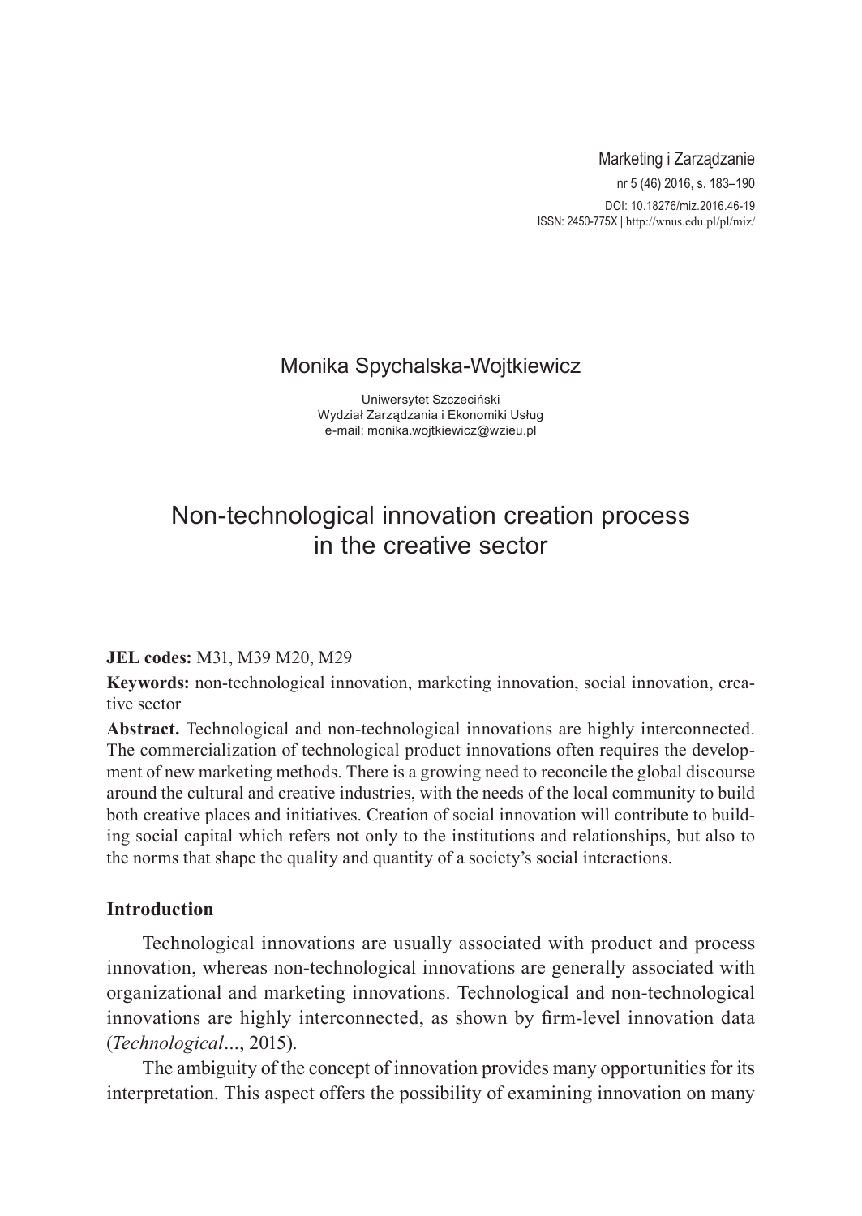Monika Spychalska-Wojtkiewicz

Uniwersytet Szczeciński
Wydział Zarządzania i Ekonomiki Usług
e-mail: monika.wojtkiewicz@wzieu.pl

# Non-technological innovation creation process in the creative sector

**JEL codes:** M31, M39 M20, M29

**Keywords:** non-technological innovation, marketing innovation, social innovation, creative sector

**Abstract.** Technological and non-technological innovations are highly interconnected. The commercialization of technological product innovations often requires the development of new marketing methods. There is a growing need to reconcile the global discourse around the cultural and creative industries, with the needs of the local community to build both creative places and initiatives. Creation of social innovation will contribute to building social capital which refers not only to the institutions and relationships, but also to the norms that shape the quality and quantity of a society's social interactions.

## Introduction

Technological innovations are usually associated with product and process innovation, whereas non-technological innovations are generally associated with organizational and marketing innovations. Technological and non-technological innovations are highly interconnected, as shown by firm-level innovation data (*Technological*..., 2015).

The ambiguity of the concept of innovation provides many opportunities for its interpretation. This aspect offers the possibility of examining innovation on many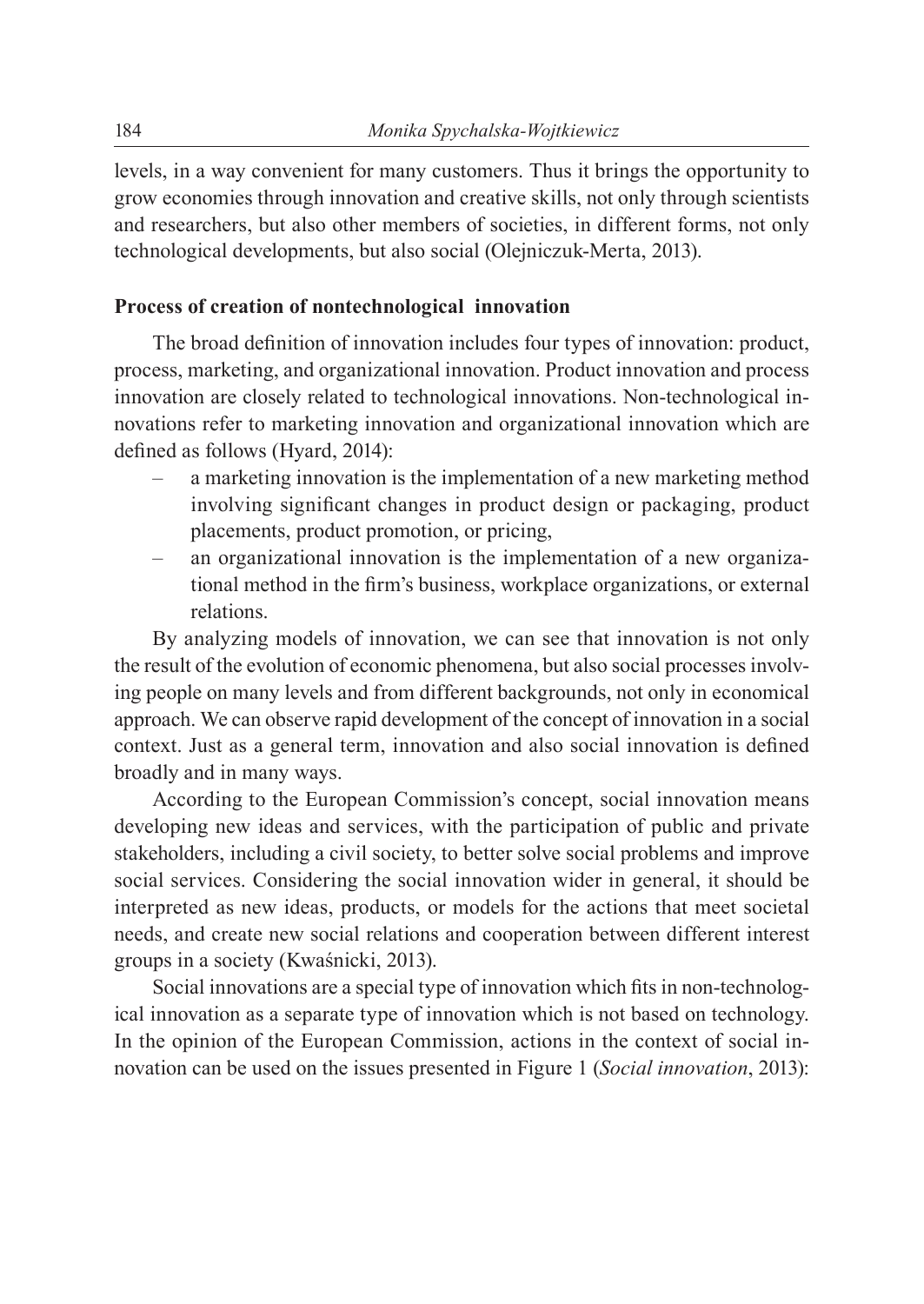levels, in a way convenient for many customers. Thus it brings the opportunity to grow economies through innovation and creative skills, not only through scientists and researchers, but also other members of societies, in different forms, not only technological developments, but also social (Olejniczuk-Merta, 2013).

## Process of creation of nontechnological innovation

The broad definition of innovation includes four types of innovation: product, process, marketing, and organizational innovation. Product innovation and process innovation are closely related to technological innovations. Non-technological innovations refer to marketing innovation and organizational innovation which are defined as follows (Hyard, 2014):

- a marketing innovation is the implementation of a new marketing method involving significant changes in product design or packaging, product placements, product promotion, or pricing,
- an organizational innovation is the implementation of a new organizational method in the firm's business, workplace organizations, or external relations.

By analyzing models of innovation, we can see that innovation is not only the result of the evolution of economic phenomena, but also social processes involving people on many levels and from different backgrounds, not only in economical approach. We can observe rapid development of the concept of innovation in a social context. Just as a general term, innovation and also social innovation is defined broadly and in many ways.

According to the European Commission's concept, social innovation means developing new ideas and services, with the participation of public and private stakeholders, including a civil society, to better solve social problems and improve social services. Considering the social innovation wider in general, it should be interpreted as new ideas, products, or models for the actions that meet societal needs, and create new social relations and cooperation between different interest groups in a society (Kwaśnicki, 2013).

Social innovations are a special type of innovation which fits in non-technological innovation as a separate type of innovation which is not based on technology. In the opinion of the European Commission, actions in the context of social innovation can be used on the issues presented in Figure 1 (*Social innovation*, 2013):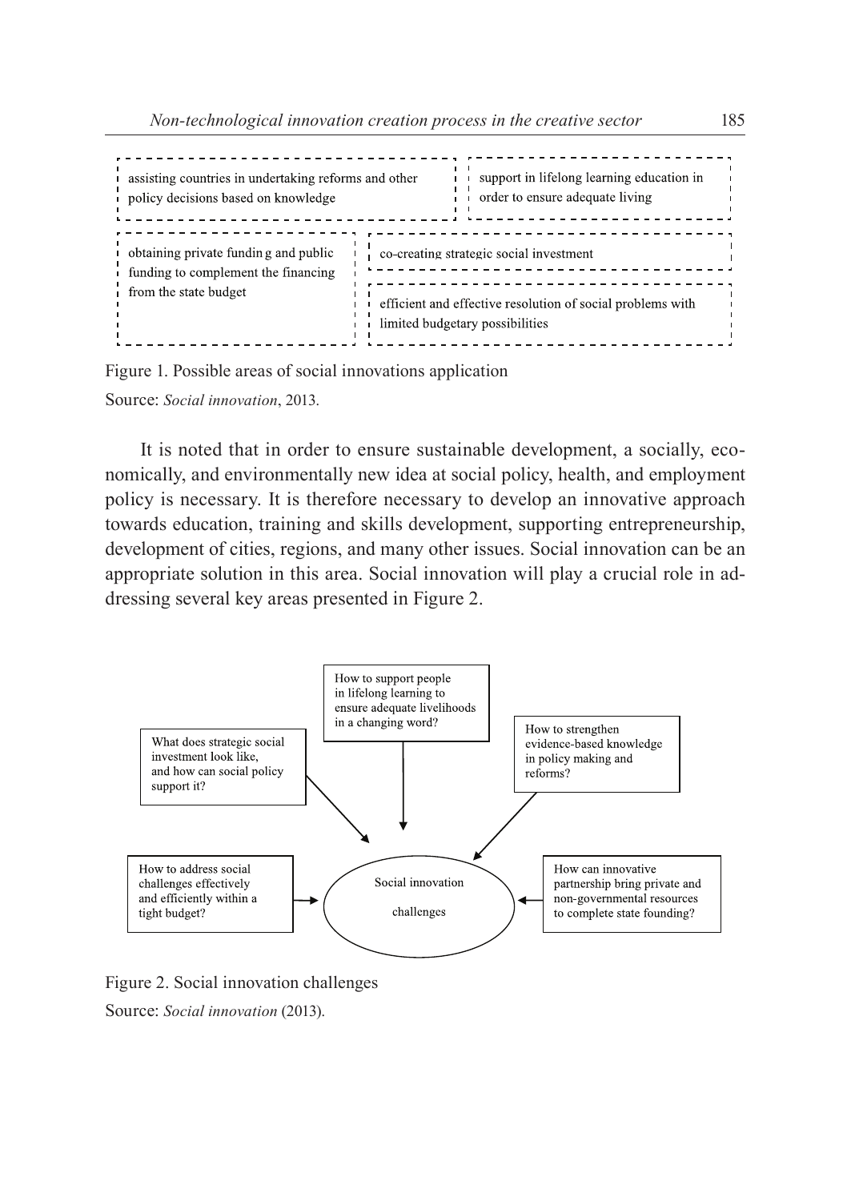assisting countries in undertaking reforms and other policy decisions based on knowledge

support in lifelong learning education in order to ensure adequate living

obtaining private fundin g and public funding to complement the financing from the state budget

co-creating strategic social investment

efficient and effective resolution of social problems with limited budgetary possibilities

Figure 1. Possible areas of social innovations application

Source: *Social innovation*, 2013.

It is noted that in order to ensure sustainable development, a socially, economically, and environmentally new idea at social policy, health, and employment policy is necessary. It is therefore necessary to develop an innovative approach towards education, training and skills development, supporting entrepreneurship, development of cities, regions, and many other issues. Social innovation can be an appropriate solution in this area. Social innovation will play a crucial role in addressing several key areas presented in Figure 2.

How to support people in lifelong learning to ensure adequate livelihoods in a changing word?

What does strategic social investment look like, and how can social policy support it?

How to strengthen evidence-based knowledge in policy making and reforms?

How to address social challenges effectively and efficiently within a tight budget?

Social innovation challenges

How can innovative partnership bring private and non-governmental resources to complete state founding?

Figure 2. Social innovation challenges

Source: *Social innovation* (2013).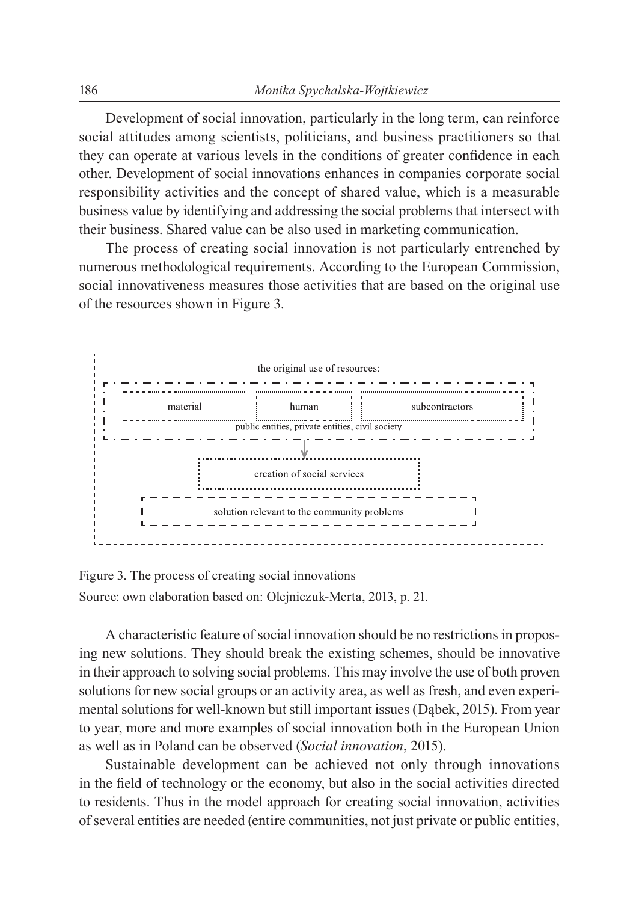Development of social innovation, particularly in the long term, can reinforce social attitudes among scientists, politicians, and business practitioners so that they can operate at various levels in the conditions of greater confidence in each other. Development of social innovations enhances in companies corporate social responsibility activities and the concept of shared value, which is a measurable business value by identifying and addressing the social problems that intersect with their business. Shared value can be also used in marketing communication.

The process of creating social innovation is not particularly entrenched by numerous methodological requirements. According to the European Commission, social innovativeness measures those activities that are based on the original use of the resources shown in Figure 3.

the original use of resources:

material | human | subcontractors

public entities, private entities, civil society

↓

creation of social services

solution relevant to the community problems

Figure 3. The process of creating social innovations

Source: own elaboration based on: Olejniczuk-Merta, 2013, p. 21.

A characteristic feature of social innovation should be no restrictions in proposing new solutions. They should break the existing schemes, should be innovative in their approach to solving social problems. This may involve the use of both proven solutions for new social groups or an activity area, as well as fresh, and even experimental solutions for well-known but still important issues (Dąbek, 2015). From year to year, more and more examples of social innovation both in the European Union as well as in Poland can be observed (*Social innovation*, 2015).

Sustainable development can be achieved not only through innovations in the field of technology or the economy, but also in the social activities directed to residents. Thus in the model approach for creating social innovation, activities of several entities are needed (entire communities, not just private or public entities,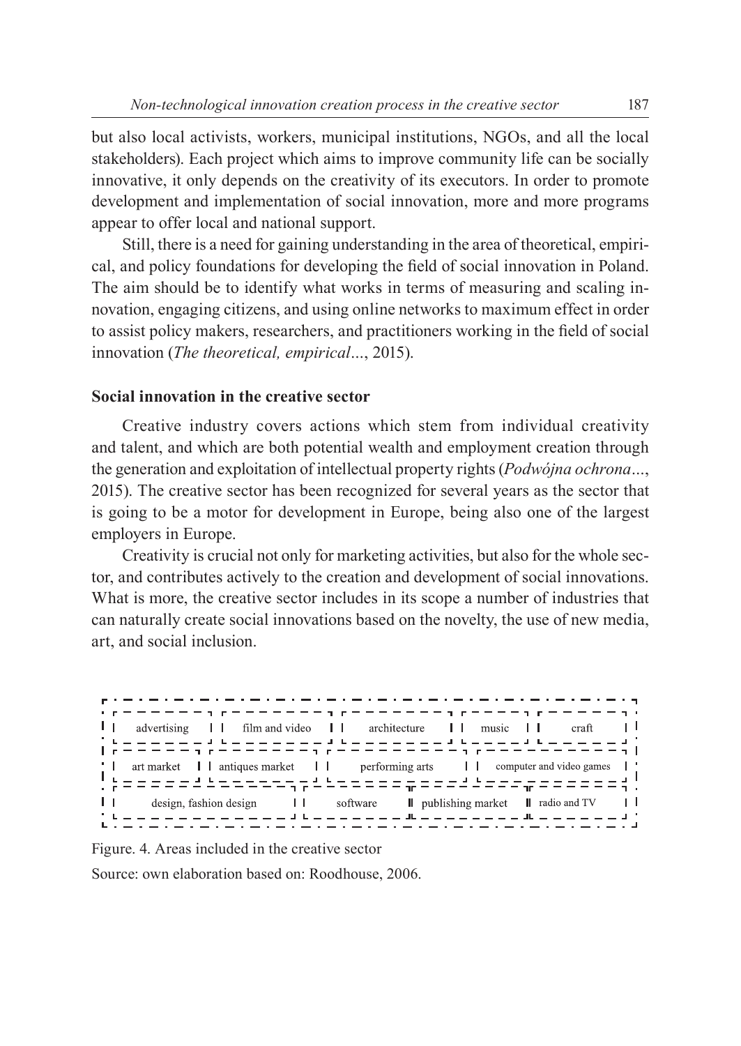but also local activists, workers, municipal institutions, NGOs, and all the local stakeholders). Each project which aims to improve community life can be socially innovative, it only depends on the creativity of its executors. In order to promote development and implementation of social innovation, more and more programs appear to offer local and national support.

Still, there is a need for gaining understanding in the area of theoretical, empirical, and policy foundations for developing the field of social innovation in Poland. The aim should be to identify what works in terms of measuring and scaling innovation, engaging citizens, and using online networks to maximum effect in order to assist policy makers, researchers, and practitioners working in the field of social innovation (*The theoretical, empirical*..., 2015).

## Social innovation in the creative sector

Creative industry covers actions which stem from individual creativity and talent, and which are both potential wealth and employment creation through the generation and exploitation of intellectual property rights (*Podwójna ochrona*..., 2015). The creative sector has been recognized for several years as the sector that is going to be a motor for development in Europe, being also one of the largest employers in Europe.

Creativity is crucial not only for marketing activities, but also for the whole sector, and contributes actively to the creation and development of social innovations. What is more, the creative sector includes in its scope a number of industries that can naturally create social innovations based on the novelty, the use of new media, art, and social inclusion.

| advertising | film and video | architecture | music | craft |
|---|---|---|---|---|
| art market | antiques market | performing arts | computer and video games | |
| design, fashion design | software | publishing market | radio and TV | |

Figure. 4. Areas included in the creative sector

Source: own elaboration based on: Roodhouse, 2006.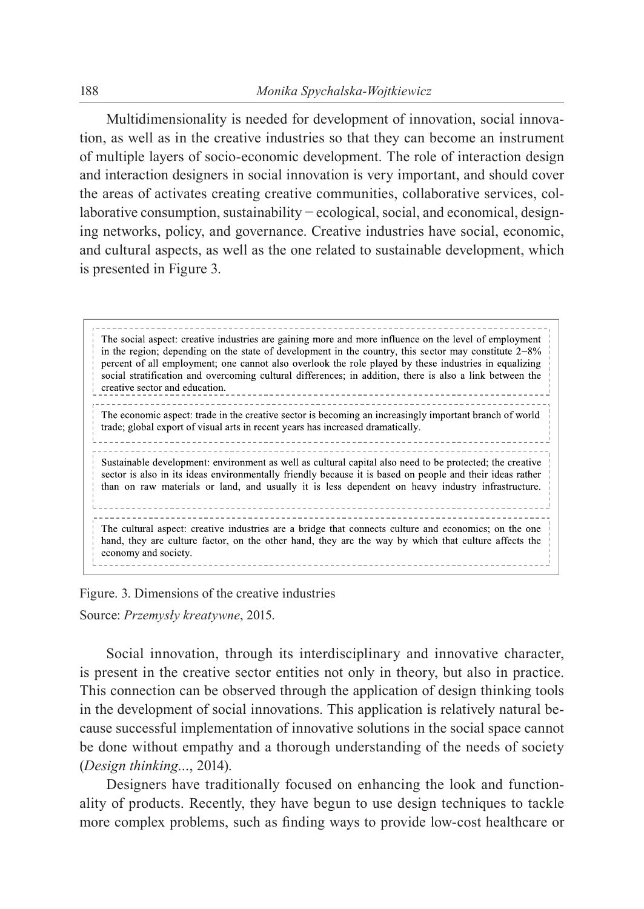Multidimensionality is needed for development of innovation, social innovation, as well as in the creative industries so that they can become an instrument of multiple layers of socio-economic development. The role of interaction design and interaction designers in social innovation is very important, and should cover the areas of activates creating creative communities, collaborative services, collaborative consumption, sustainability − ecological, social, and economical, designing networks, policy, and governance. Creative industries have social, economic, and cultural aspects, as well as the one related to sustainable development, which is presented in Figure 3.

The social aspect: creative industries are gaining more and more influence on the level of employment in the region; depending on the state of development in the country, this sector may constitute 2–8% percent of all employment; one cannot also overlook the role played by these industries in equalizing social stratification and overcoming cultural differences; in addition, there is also a link between the creative sector and education.

The economic aspect: trade in the creative sector is becoming an increasingly important branch of world trade; global export of visual arts in recent years has increased dramatically.

Sustainable development: environment as well as cultural capital also need to be protected; the creative sector is also in its ideas environmentally friendly because it is based on people and their ideas rather than on raw materials or land, and usually it is less dependent on heavy industry infrastructure.

The cultural aspect: creative industries are a bridge that connects culture and economics; on the one hand, they are culture factor, on the other hand, they are the way by which that culture affects the economy and society.

Figure. 3. Dimensions of the creative industries

Source: *Przemysły kreatywne*, 2015.

Social innovation, through its interdisciplinary and innovative character, is present in the creative sector entities not only in theory, but also in practice. This connection can be observed through the application of design thinking tools in the development of social innovations. This application is relatively natural because successful implementation of innovative solutions in the social space cannot be done without empathy and a thorough understanding of the needs of society (*Design thinking...*, 2014).

Designers have traditionally focused on enhancing the look and functionality of products. Recently, they have begun to use design techniques to tackle more complex problems, such as finding ways to provide low-cost healthcare or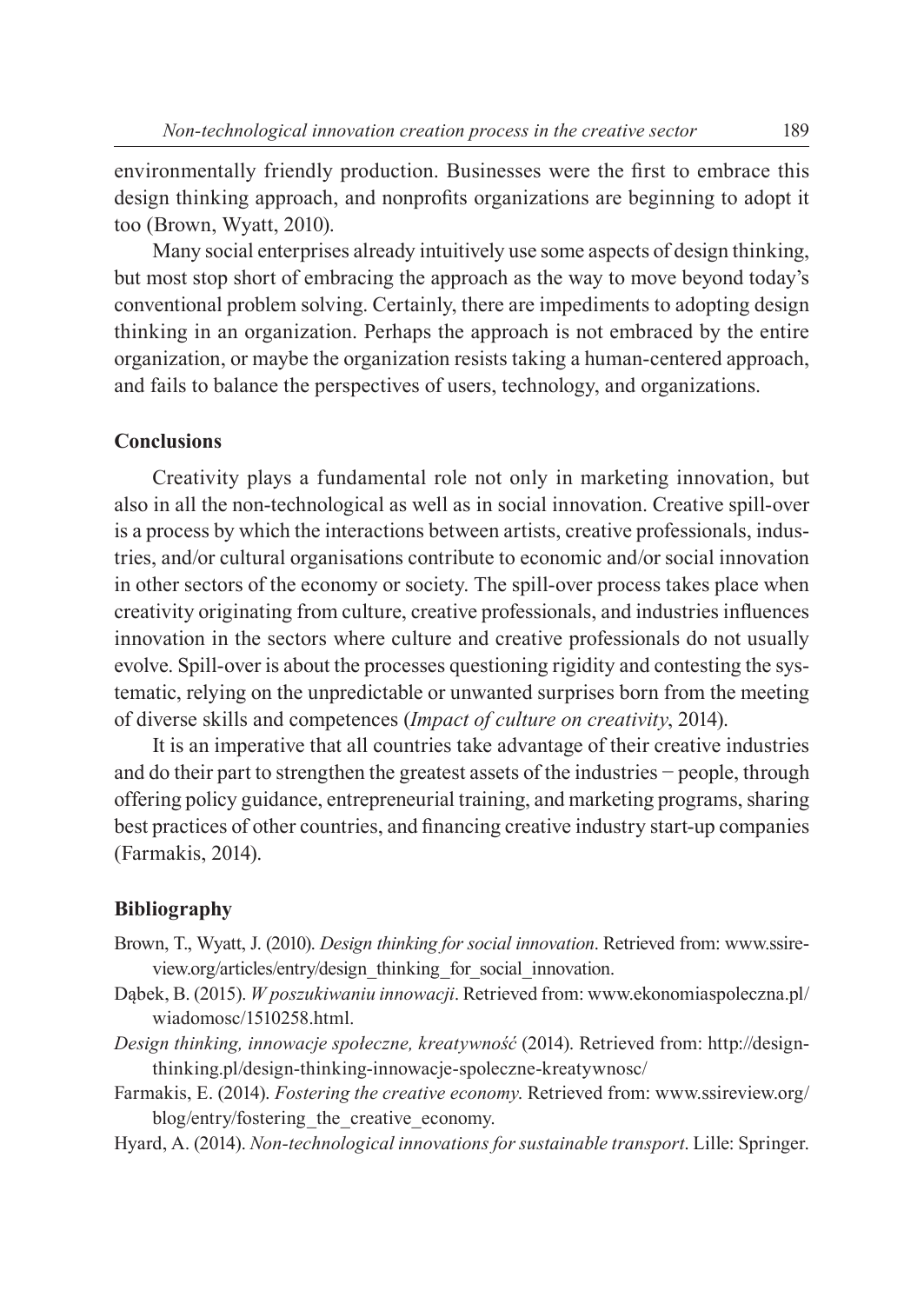environmentally friendly production. Businesses were the first to embrace this design thinking approach, and nonprofits organizations are beginning to adopt it too (Brown, Wyatt, 2010).

Many social enterprises already intuitively use some aspects of design thinking, but most stop short of embracing the approach as the way to move beyond today's conventional problem solving. Certainly, there are impediments to adopting design thinking in an organization. Perhaps the approach is not embraced by the entire organization, or maybe the organization resists taking a human-centered approach, and fails to balance the perspectives of users, technology, and organizations.

## Conclusions

Creativity plays a fundamental role not only in marketing innovation, but also in all the non-technological as well as in social innovation. Creative spill-over is a process by which the interactions between artists, creative professionals, industries, and/or cultural organisations contribute to economic and/or social innovation in other sectors of the economy or society. The spill-over process takes place when creativity originating from culture, creative professionals, and industries influences innovation in the sectors where culture and creative professionals do not usually evolve. Spill-over is about the processes questioning rigidity and contesting the systematic, relying on the unpredictable or unwanted surprises born from the meeting of diverse skills and competences (*Impact of culture on creativity*, 2014).

It is an imperative that all countries take advantage of their creative industries and do their part to strengthen the greatest assets of the industries − people, through offering policy guidance, entrepreneurial training, and marketing programs, sharing best practices of other countries, and financing creative industry start-up companies (Farmakis, 2014).

## Bibliography

Brown, T., Wyatt, J. (2010). *Design thinking for social innovation*. Retrieved from: www.ssireview.org/articles/entry/design_thinking_for_social_innovation.

Dąbek, B. (2015). *W poszukiwaniu innowacji*. Retrieved from: www.ekonomiaspoleczna.pl/wiadomosc/1510258.html.

*Design thinking, innowacje społeczne, kreatywność* (2014). Retrieved from: http://designthinking.pl/design-thinking-innowacje-spoleczne-kreatywnosc/

Farmakis, E. (2014). *Fostering the creative economy*. Retrieved from: www.ssireview.org/blog/entry/fostering_the_creative_economy.

Hyard, A. (2014). *Non-technological innovations for sustainable transport*. Lille: Springer.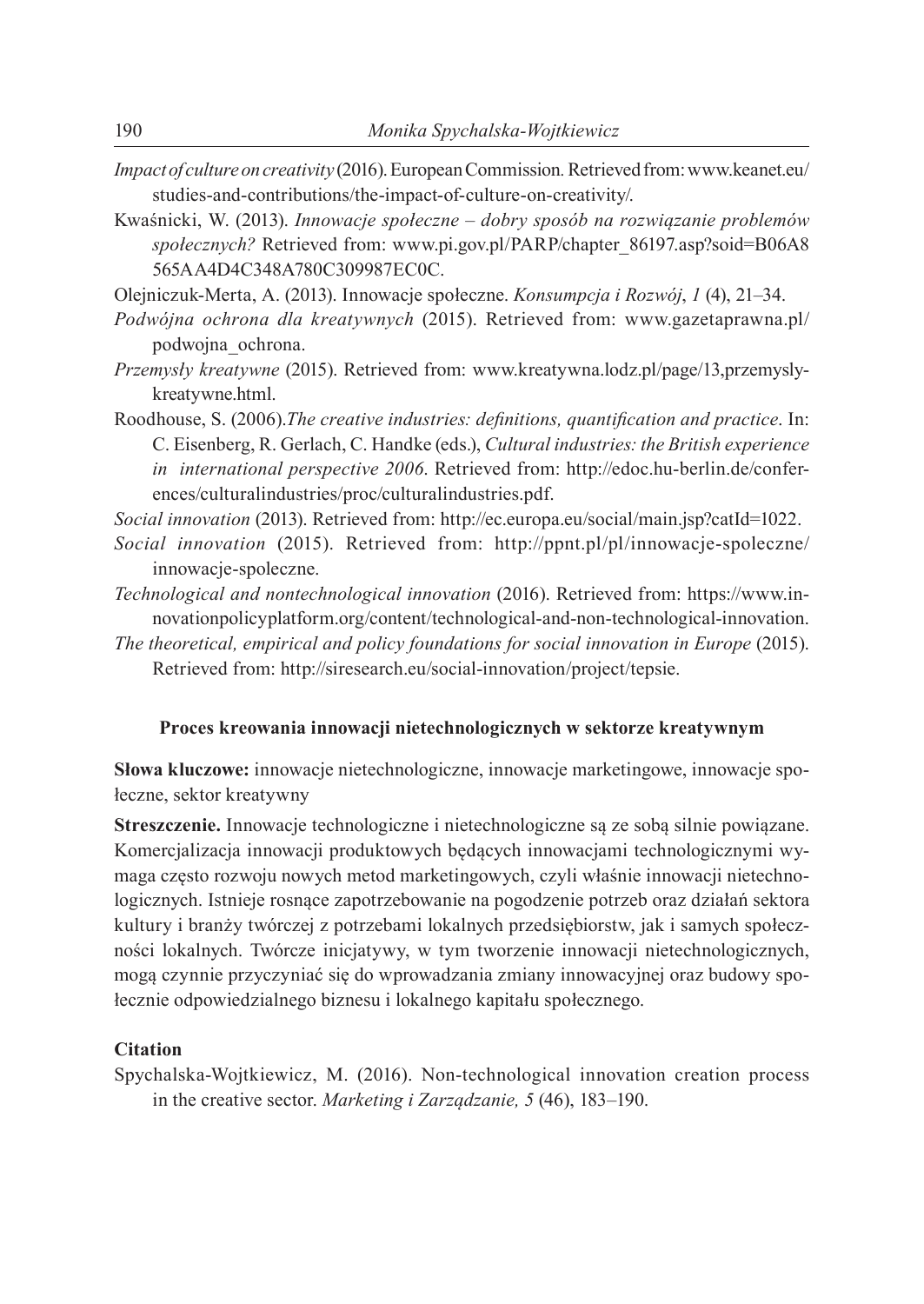*Impact of culture on creativity* (2016). European Commission. Retrieved from: www.keanet.eu/studies-and-contributions/the-impact-of-culture-on-creativity/.

Kwaśnicki, W. (2013). *Innowacje społeczne – dobry sposób na rozwiązanie problemów społecznych?* Retrieved from: www.pi.gov.pl/PARP/chapter_86197.asp?soid=B06A8565AA4D4C348A780C309987EC0C.

Olejniczuk-Merta, A. (2013). Innowacje społeczne. *Konsumpcja i Rozwój*, *1* (4), 21–34.

*Podwójna ochrona dla kreatywnych* (2015). Retrieved from: www.gazetaprawna.pl/podwojna_ochrona.

*Przemysły kreatywne* (2015). Retrieved from: www.kreatywna.lodz.pl/page/13,przemysly-kreatywne.html.

Roodhouse, S. (2006).*The creative industries: definitions, quantification and practice*. In: C. Eisenberg, R. Gerlach, C. Handke (eds.), *Cultural industries: the British experience in international perspective 2006*. Retrieved from: http://edoc.hu-berlin.de/conferences/culturalindustries/proc/culturalindustries.pdf.

*Social innovation* (2013). Retrieved from: http://ec.europa.eu/social/main.jsp?catId=1022.

*Social innovation* (2015). Retrieved from: http://ppnt.pl/pl/innowacje-spoleczne/innowacje-spoleczne.

*Technological and nontechnological innovation* (2016). Retrieved from: https://www.innovationpolicyplatform.org/content/technological-and-non-technological-innovation.

*The theoretical, empirical and policy foundations for social innovation in Europe* (2015). Retrieved from: http://siresearch.eu/social-innovation/project/tepsie.

### Proces kreowania innowacji nietechnologicznych w sektorze kreatywnym

**Słowa kluczowe:** innowacje nietechnologiczne, innowacje marketingowe, innowacje społeczne, sektor kreatywny

**Streszczenie.** Innowacje technologiczne i nietechnologiczne są ze sobą silnie powiązane. Komercjalizacja innowacji produktowych będących innowacjami technologicznymi wymaga często rozwoju nowych metod marketingowych, czyli właśnie innowacji nietechnologicznych. Istnieje rosnące zapotrzebowanie na pogodzenie potrzeb oraz działań sektora kultury i branży twórczej z potrzebami lokalnych przedsiębiorstw, jak i samych społeczności lokalnych. Twórcze inicjatywy, w tym tworzenie innowacji nietechnologicznych, mogą czynnie przyczyniać się do wprowadzania zmiany innowacyjnej oraz budowy społecznie odpowiedzialnego biznesu i lokalnego kapitału społecznego.

**Citation**

Spychalska-Wojtkiewicz, M. (2016). Non-technological innovation creation process in the creative sector. *Marketing i Zarządzanie, 5* (46), 183–190.